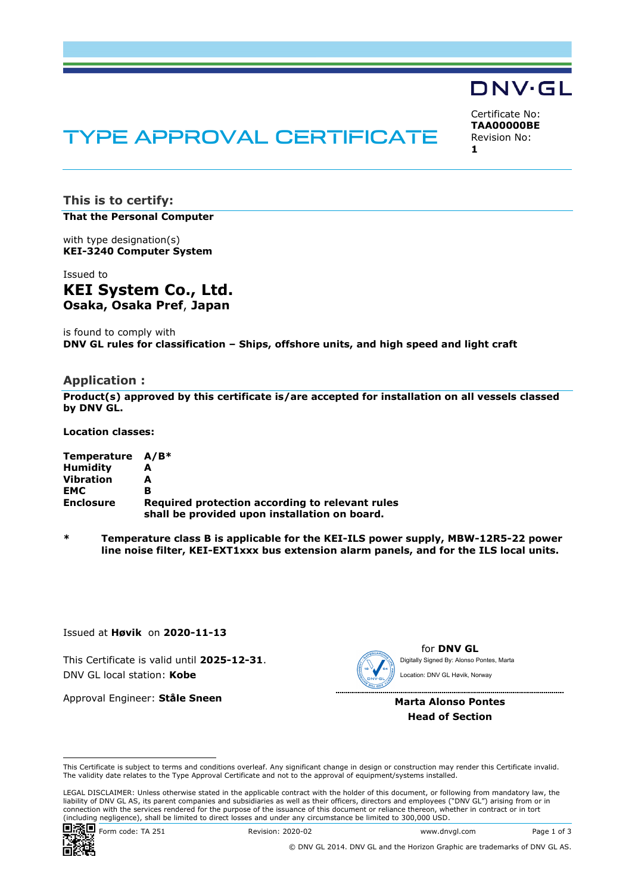DNV·GL

# TYPE APPROVAL CERTIFICATE

Certificate No:
**TAA00000BE**
Revision No:
**1**

## This is to certify:

**That the Personal Computer**

with type designation(s)
**KEI-3240 Computer System**

Issued to
**KEI System Co., Ltd.**
**Osaka, Osaka Pref, Japan**

is found to comply with
**DNV GL rules for classification – Ships, offshore units, and high speed and light craft**

## Application :

**Product(s) approved by this certificate is/are accepted for installation on all vessels classed by DNV GL.**

**Location classes:**

| | |
|---|---|
| **Temperature** | **A/B*** |
| **Humidity** | **A** |
| **Vibration** | **A** |
| **EMC** | **B** |
| **Enclosure** | **Required protection according to relevant rules shall be provided upon installation on board.** |

**\*** **Temperature class B is applicable for the KEI-ILS power supply, MBW-12R5-22 power line noise filter, KEI-EXT1xxx bus extension alarm panels, and for the ILS local units.**

Issued at **Høvik** on **2020-11-13**

This Certificate is valid until **2025-12-31**.
DNV GL local station: **Kobe**

Approval Engineer: **Ståle Sneen**

for **DNV GL**
Digitally Signed By: Alonso Pontes, Marta
Location: DNV GL Høvik, Norway

**Marta Alonso Pontes**
**Head of Section**

This Certificate is subject to terms and conditions overleaf. Any significant change in design or construction may render this Certificate invalid. The validity date relates to the Type Approval Certificate and not to the approval of equipment/systems installed.

LEGAL DISCLAIMER: Unless otherwise stated in the applicable contract with the holder of this document, or following from mandatory law, the liability of DNV GL AS, its parent companies and subsidiaries as well as their officers, directors and employees ("DNV GL") arising from or in connection with the services rendered for the purpose of the issuance of this document or reliance thereon, whether in contract or in tort (including negligence), shall be limited to direct losses and under any circumstance be limited to 300,000 USD.

Form code: TA 251 Revision: 2020-02 www.dnvgl.com

© DNV GL 2014. DNV GL and the Horizon Graphic are trademarks of DNV GL AS.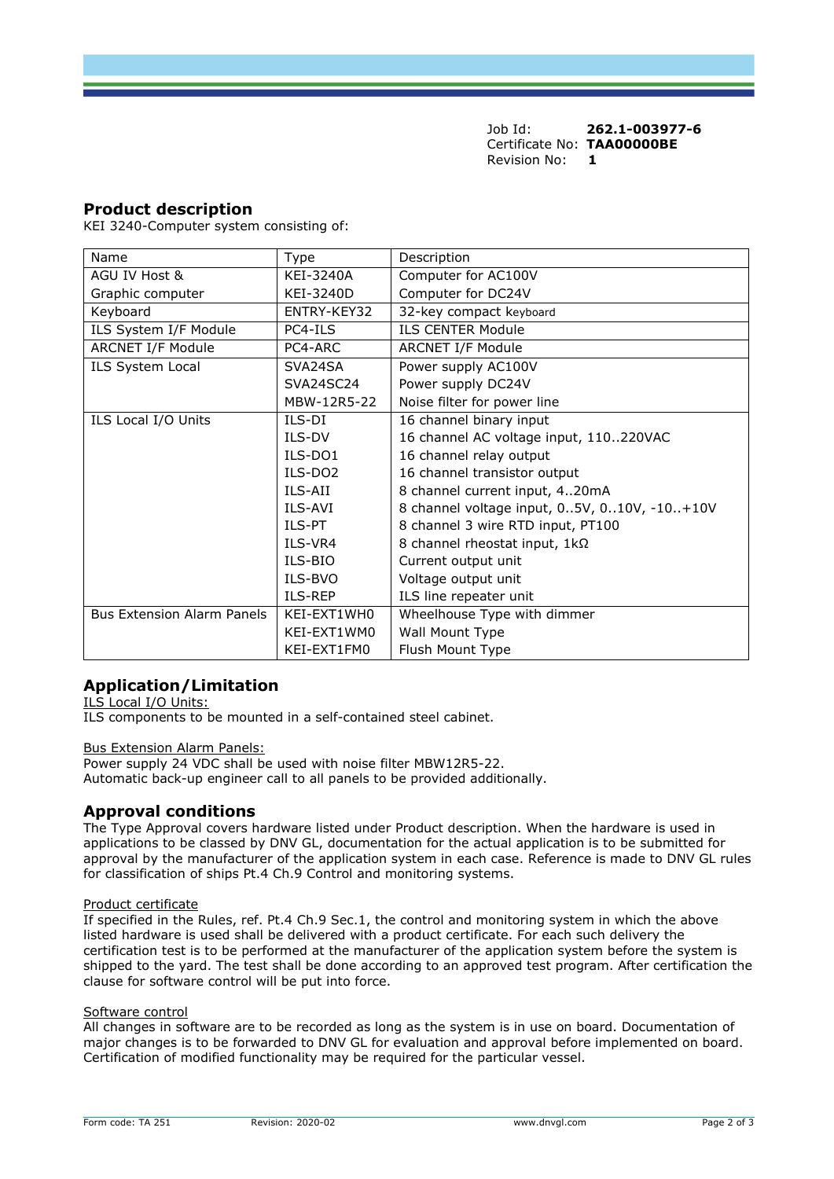Job Id: **262.1-003977-6**
Certificate No: **TAA00000BE**
Revision No: **1**

## Product description

KEI 3240-Computer system consisting of:

| Name | Type | Description |
|---|---|---|
| AGU IV Host & Graphic computer | KEI-3240A<br>KEI-3240D | Computer for AC100V<br>Computer for DC24V |
| Keyboard | ENTRY-KEY32 | 32-key compact keyboard |
| ILS System I/F Module | PC4-ILS | ILS CENTER Module |
| ARCNET I/F Module | PC4-ARC | ARCNET I/F Module |
| ILS System Local | SVA24SA<br>SVA24SC24<br>MBW-12R5-22 | Power supply AC100V<br>Power supply DC24V<br>Noise filter for power line |
| ILS Local I/O Units | ILS-DI<br>ILS-DV<br>ILS-DO1<br>ILS-DO2<br>ILS-AII<br>ILS-AVI<br>ILS-PT<br>ILS-VR4<br>ILS-BIO<br>ILS-BVO<br>ILS-REP | 16 channel binary input<br>16 channel AC voltage input, 110..220VAC<br>16 channel relay output<br>16 channel transistor output<br>8 channel current input, 4..20mA<br>8 channel voltage input, 0..5V, 0..10V, -10..+10V<br>8 channel 3 wire RTD input, PT100<br>8 channel rheostat input, 1kΩ<br>Current output unit<br>Voltage output unit<br>ILS line repeater unit |
| Bus Extension Alarm Panels | KEI-EXT1WH0<br>KEI-EXT1WM0<br>KEI-EXT1FM0 | Wheelhouse Type with dimmer<br>Wall Mount Type<br>Flush Mount Type |

## Application/Limitation

ILS Local I/O Units:
ILS components to be mounted in a self-contained steel cabinet.

Bus Extension Alarm Panels:
Power supply 24 VDC shall be used with noise filter MBW12R5-22.
Automatic back-up engineer call to all panels to be provided additionally.

## Approval conditions

The Type Approval covers hardware listed under Product description. When the hardware is used in applications to be classed by DNV GL, documentation for the actual application is to be submitted for approval by the manufacturer of the application system in each case. Reference is made to DNV GL rules for classification of ships Pt.4 Ch.9 Control and monitoring systems.

Product certificate
If specified in the Rules, ref. Pt.4 Ch.9 Sec.1, the control and monitoring system in which the above listed hardware is used shall be delivered with a product certificate. For each such delivery the certification test is to be performed at the manufacturer of the application system before the system is shipped to the yard. The test shall be done according to an approved test program. After certification the clause for software control will be put into force.

Software control
All changes in software are to be recorded as long as the system is in use on board. Documentation of major changes is to be forwarded to DNV GL for evaluation and approval before implemented on board. Certification of modified functionality may be required for the particular vessel.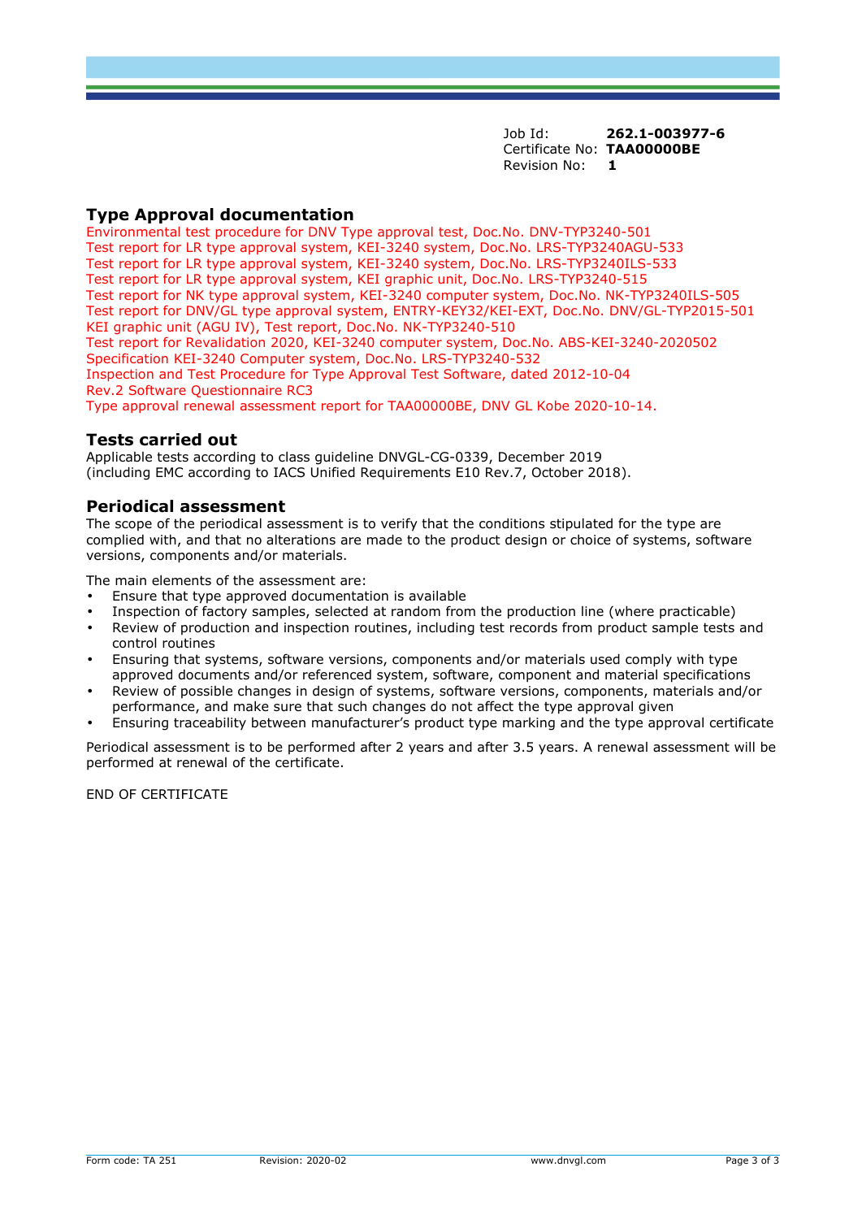Job Id: **262.1-003977-6**
Certificate No: **TAA00000BE**
Revision No: **1**

## Type Approval documentation

Environmental test procedure for DNV Type approval test, Doc.No. DNV-TYP3240-501
Test report for LR type approval system, KEI-3240 system, Doc.No. LRS-TYP3240AGU-533
Test report for LR type approval system, KEI-3240 system, Doc.No. LRS-TYP3240ILS-533
Test report for LR type approval system, KEI graphic unit, Doc.No. LRS-TYP3240-515
Test report for NK type approval system, KEI-3240 computer system, Doc.No. NK-TYP3240ILS-505
Test report for DNV/GL type approval system, ENTRY-KEY32/KEI-EXT, Doc.No. DNV/GL-TYP2015-501
KEI graphic unit (AGU IV), Test report, Doc.No. NK-TYP3240-510
Test report for Revalidation 2020, KEI-3240 computer system, Doc.No. ABS-KEI-3240-2020502
Specification KEI-3240 Computer system, Doc.No. LRS-TYP3240-532
Inspection and Test Procedure for Type Approval Test Software, dated 2012-10-04
Rev.2 Software Questionnaire RC3
Type approval renewal assessment report for TAA00000BE, DNV GL Kobe 2020-10-14.

## Tests carried out

Applicable tests according to class guideline DNVGL-CG-0339, December 2019
(including EMC according to IACS Unified Requirements E10 Rev.7, October 2018).

## Periodical assessment

The scope of the periodical assessment is to verify that the conditions stipulated for the type are complied with, and that no alterations are made to the product design or choice of systems, software versions, components and/or materials.

The main elements of the assessment are:

- Ensure that type approved documentation is available
- Inspection of factory samples, selected at random from the production line (where practicable)
- Review of production and inspection routines, including test records from product sample tests and control routines
- Ensuring that systems, software versions, components and/or materials used comply with type approved documents and/or referenced system, software, component and material specifications
- Review of possible changes in design of systems, software versions, components, materials and/or performance, and make sure that such changes do not affect the type approval given
- Ensuring traceability between manufacturer's product type marking and the type approval certificate

Periodical assessment is to be performed after 2 years and after 3.5 years. A renewal assessment will be performed at renewal of the certificate.

END OF CERTIFICATE